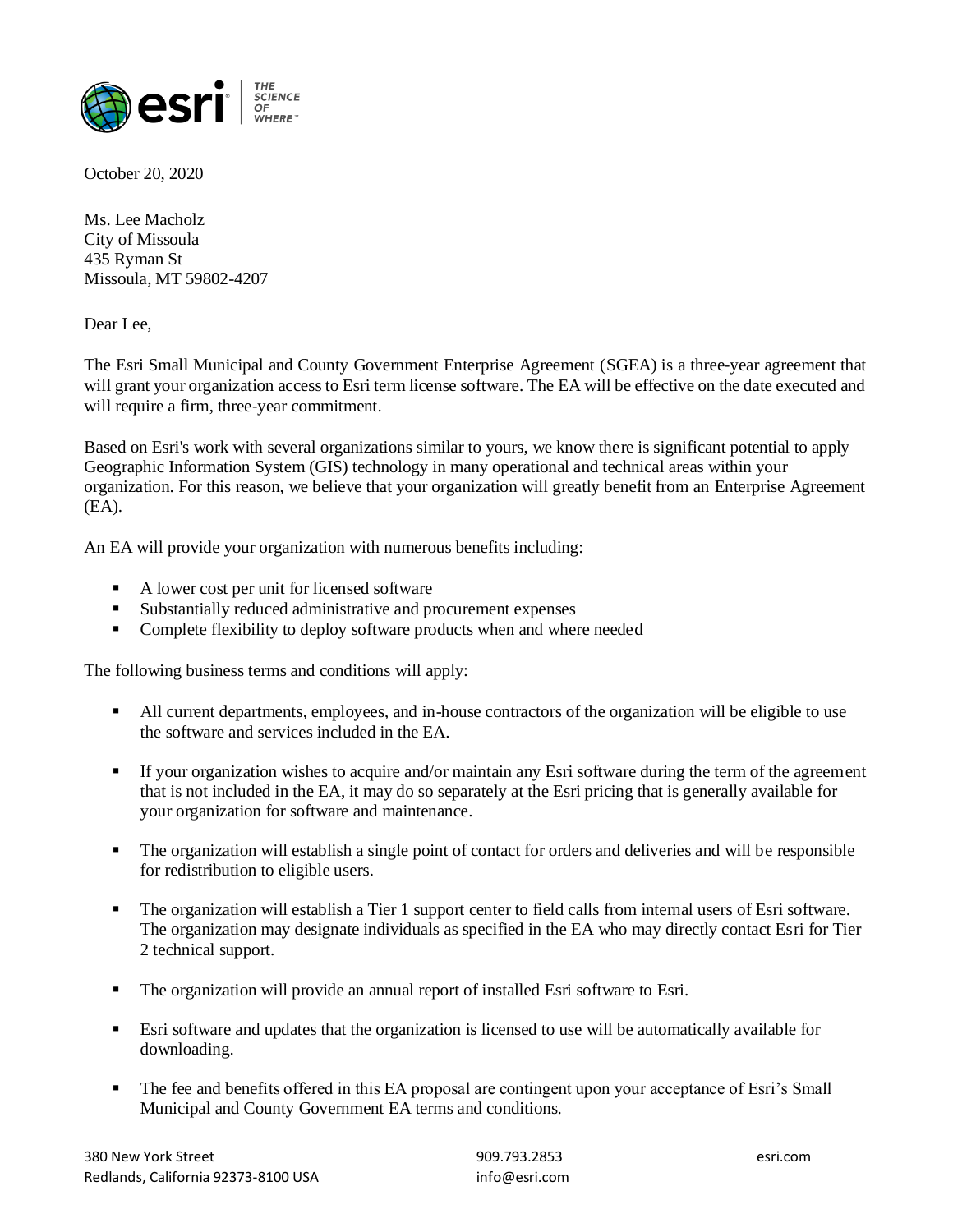October 20, 2020

Ms. Lee Macholz
City of Missoula
435 Ryman St
Missoula, MT 59802-4207

Dear Lee,

The Esri Small Municipal and County Government Enterprise Agreement (SGEA) is a three-year agreement that will grant your organization access to Esri term license software. The EA will be effective on the date executed and will require a firm, three-year commitment.

Based on Esri's work with several organizations similar to yours, we know there is significant potential to apply Geographic Information System (GIS) technology in many operational and technical areas within your organization. For this reason, we believe that your organization will greatly benefit from an Enterprise Agreement (EA).

An EA will provide your organization with numerous benefits including:

- A lower cost per unit for licensed software
- Substantially reduced administrative and procurement expenses
- Complete flexibility to deploy software products when and where needed

The following business terms and conditions will apply:

- All current departments, employees, and in-house contractors of the organization will be eligible to use the software and services included in the EA.

- If your organization wishes to acquire and/or maintain any Esri software during the term of the agreement that is not included in the EA, it may do so separately at the Esri pricing that is generally available for your organization for software and maintenance.

- The organization will establish a single point of contact for orders and deliveries and will be responsible for redistribution to eligible users.

- The organization will establish a Tier 1 support center to field calls from internal users of Esri software. The organization may designate individuals as specified in the EA who may directly contact Esri for Tier 2 technical support.

- The organization will provide an annual report of installed Esri software to Esri.

- Esri software and updates that the organization is licensed to use will be automatically available for downloading.

- The fee and benefits offered in this EA proposal are contingent upon your acceptance of Esri's Small Municipal and County Government EA terms and conditions.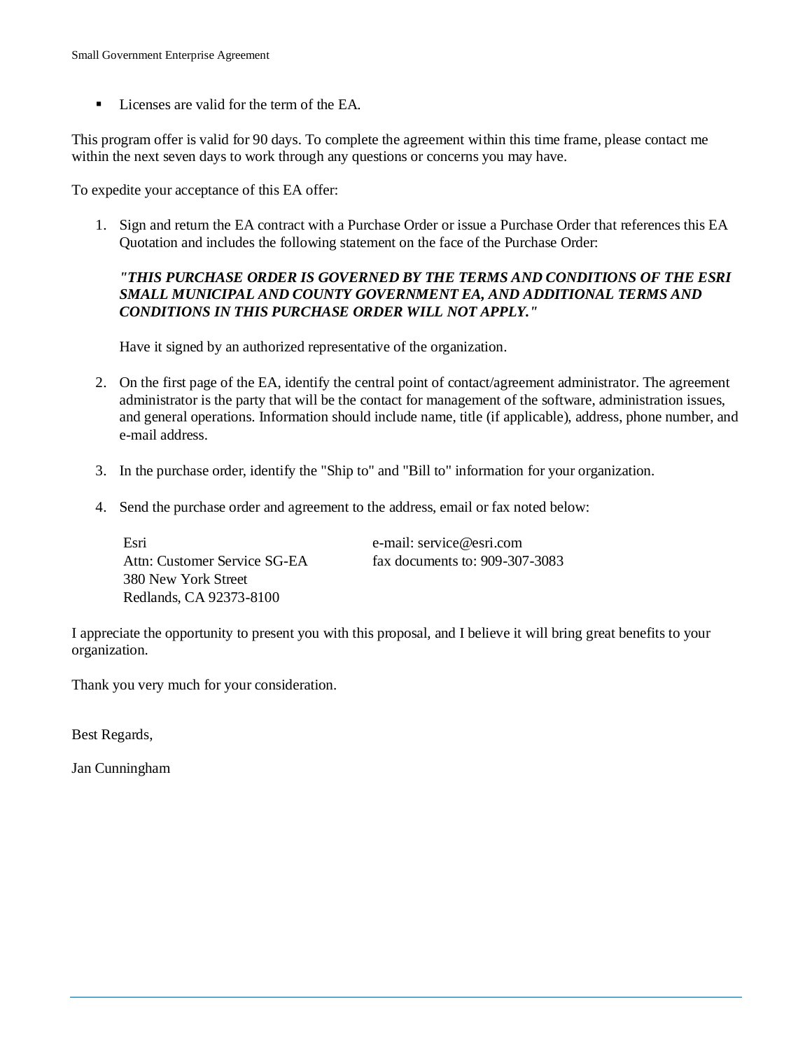- Licenses are valid for the term of the EA.

This program offer is valid for 90 days. To complete the agreement within this time frame, please contact me within the next seven days to work through any questions or concerns you may have.

To expedite your acceptance of this EA offer:

1. Sign and return the EA contract with a Purchase Order or issue a Purchase Order that references this EA Quotation and includes the following statement on the face of the Purchase Order:

   ***"THIS PURCHASE ORDER IS GOVERNED BY THE TERMS AND CONDITIONS OF THE ESRI SMALL MUNICIPAL AND COUNTY GOVERNMENT EA, AND ADDITIONAL TERMS AND CONDITIONS IN THIS PURCHASE ORDER WILL NOT APPLY."***

   Have it signed by an authorized representative of the organization.

2. On the first page of the EA, identify the central point of contact/agreement administrator. The agreement administrator is the party that will be the contact for management of the software, administration issues, and general operations. Information should include name, title (if applicable), address, phone number, and e-mail address.

3. In the purchase order, identify the "Ship to" and "Bill to" information for your organization.

4. Send the purchase order and agreement to the address, email or fax noted below:

   Esri
   Attn: Customer Service SG-EA
   380 New York Street
   Redlands, CA 92373-8100

   e-mail: service@esri.com
   fax documents to: 909-307-3083

I appreciate the opportunity to present you with this proposal, and I believe it will bring great benefits to your organization.

Thank you very much for your consideration.

Best Regards,

Jan Cunningham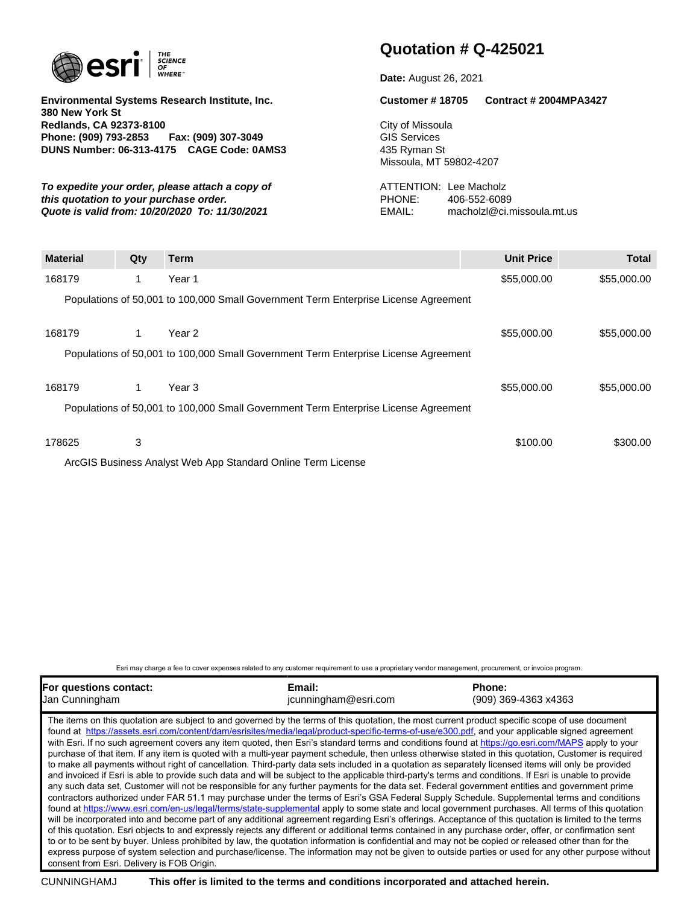**Environmental Systems Research Institute, Inc.**
**380 New York St**
**Redlands, CA 92373-8100**
**Phone: (909) 793-2853 Fax: (909) 307-3049**
**DUNS Number: 06-313-4175 CAGE Code: 0AMS3**

***To expedite your order, please attach a copy of this quotation to your purchase order.***
***Quote is valid from: 10/20/2020 To: 11/30/2021***

# Quotation # Q-425021

**Date:** August 26, 2021

**Customer # 18705** **Contract # 2004MPA3427**

City of Missoula
GIS Services
435 Ryman St
Missoula, MT 59802-4207

ATTENTION: Lee Macholz
PHONE: 406-552-6089
EMAIL: macholzl@ci.missoula.mt.us

| Material | Qty | Term | Unit Price | Total |
|---|---|---|---|---|
| 168179 | 1 | Year 1 | $55,000.00 | $55,000.00 |
| Populations of 50,001 to 100,000 Small Government Term Enterprise License Agreement | | | | |
| 168179 | 1 | Year 2 | $55,000.00 | $55,000.00 |
| Populations of 50,001 to 100,000 Small Government Term Enterprise License Agreement | | | | |
| 168179 | 1 | Year 3 | $55,000.00 | $55,000.00 |
| Populations of 50,001 to 100,000 Small Government Term Enterprise License Agreement | | | | |
| 178625 | 3 | | $100.00 | $300.00 |
| ArcGIS Business Analyst Web App Standard Online Term License | | | | |

Esri may charge a fee to cover expenses related to any customer requirement to use a proprietary vendor management, procurement, or invoice program.

| For questions contact: | Email: | Phone: |
|---|---|---|
| Jan Cunningham | jcunningham@esri.com | (909) 369-4363 x4363 |

The items on this quotation are subject to and governed by the terms of this quotation, the most current product specific scope of use document found at https://assets.esri.com/content/dam/esrisites/media/legal/product-specific-terms-of-use/e300.pdf, and your applicable signed agreement with Esri. If no such agreement covers any item quoted, then Esri's standard terms and conditions found at https://go.esri.com/MAPS apply to your purchase of that item. If any item is quoted with a multi-year payment schedule, then unless otherwise stated in this quotation, Customer is required to make all payments without right of cancellation. Third-party data sets included in a quotation as separately licensed items will only be provided and invoiced if Esri is able to provide such data and will be subject to the applicable third-party's terms and conditions. If Esri is unable to provide any such data set, Customer will not be responsible for any further payments for the data set. Federal government entities and government prime contractors authorized under FAR 51.1 may purchase under the terms of Esri's GSA Federal Supply Schedule. Supplemental terms and conditions found at https://www.esri.com/en-us/legal/terms/state-supplemental apply to some state and local government purchases. All terms of this quotation will be incorporated into and become part of any additional agreement regarding Esri's offerings. Acceptance of this quotation is limited to the terms of this quotation. Esri objects to and expressly rejects any different or additional terms contained in any purchase order, offer, or confirmation sent to or to be sent by buyer. Unless prohibited by law, the quotation information is confidential and may not be copied or released other than for the express purpose of system selection and purchase/license. The information may not be given to outside parties or used for any other purpose without consent from Esri. Delivery is FOB Origin.

CUNNINGHAMJ **This offer is limited to the terms and conditions incorporated and attached herein.**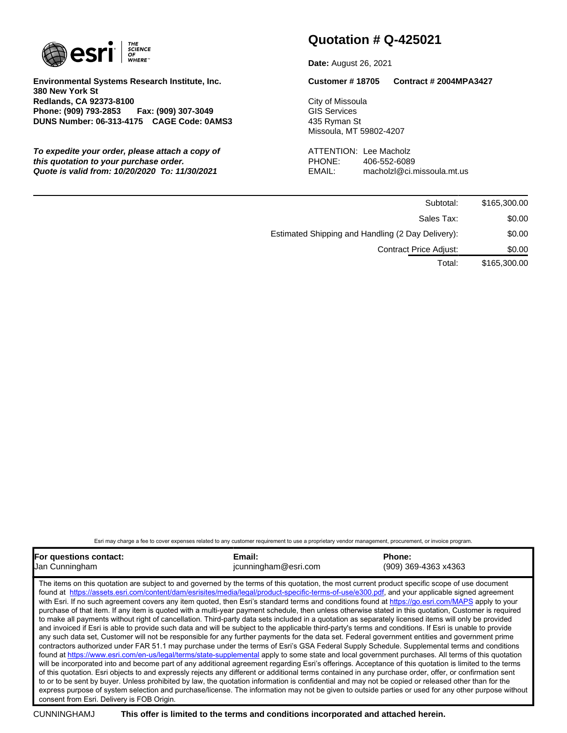esri | THE SCIENCE OF WHERE

**Environmental Systems Research Institute, Inc.**
**380 New York St**
**Redlands, CA 92373-8100**
**Phone: (909) 793-2853 Fax: (909) 307-3049**
**DUNS Number: 06-313-4175 CAGE Code: 0AMS3**

***To expedite your order, please attach a copy of this quotation to your purchase order.***
***Quote is valid from: 10/20/2020 To: 11/30/2021***

# Quotation # Q-425021

**Date:** August 26, 2021

**Customer # 18705** **Contract # 2004MPA3427**

City of Missoula
GIS Services
435 Ryman St
Missoula, MT 59802-4207

ATTENTION: Lee Macholz
PHONE: 406-552-6089
EMAIL: macholzl@ci.missoula.mt.us

| | |
|---|---|
| Subtotal: | $165,300.00 |
| Sales Tax: | $0.00 |
| Estimated Shipping and Handling (2 Day Delivery): | $0.00 |
| Contract Price Adjust: | $0.00 |
| Total: | $165,300.00 |

Esri may charge a fee to cover expenses related to any customer requirement to use a proprietary vendor management, procurement, or invoice program.

| **For questions contact:** | **Email:** | **Phone:** |
|---|---|---|
| Jan Cunningham | jcunningham@esri.com | (909) 369-4363 x4363 |

The items on this quotation are subject to and governed by the terms of this quotation, the most current product specific scope of use document found at https://assets.esri.com/content/dam/esrisites/media/legal/product-specific-terms-of-use/e300.pdf, and your applicable signed agreement with Esri. If no such agreement covers any item quoted, then Esri's standard terms and conditions found at https://go.esri.com/MAPS apply to your purchase of that item. If any item is quoted with a multi-year payment schedule, then unless otherwise stated in this quotation, Customer is required to make all payments without right of cancellation. Third-party data sets included in a quotation as separately licensed items will only be provided and invoiced if Esri is able to provide such data and will be subject to the applicable third-party's terms and conditions. If Esri is unable to provide any such data set, Customer will not be responsible for any further payments for the data set. Federal government entities and government prime contractors authorized under FAR 51.1 may purchase under the terms of Esri's GSA Federal Supply Schedule. Supplemental terms and conditions found at https://www.esri.com/en-us/legal/terms/state-supplemental apply to some state and local government purchases. All terms of this quotation will be incorporated into and become part of any additional agreement regarding Esri's offerings. Acceptance of this quotation is limited to the terms of this quotation. Esri objects to and expressly rejects any different or additional terms contained in any purchase order, offer, or confirmation sent to or to be sent by buyer. Unless prohibited by law, the quotation information is confidential and may not be copied or released other than for the express purpose of system selection and purchase/license. The information may not be given to outside parties or used for any other purpose without consent from Esri. Delivery is FOB Origin.

CUNNINGHAMJ **This offer is limited to the terms and conditions incorporated and attached herein.**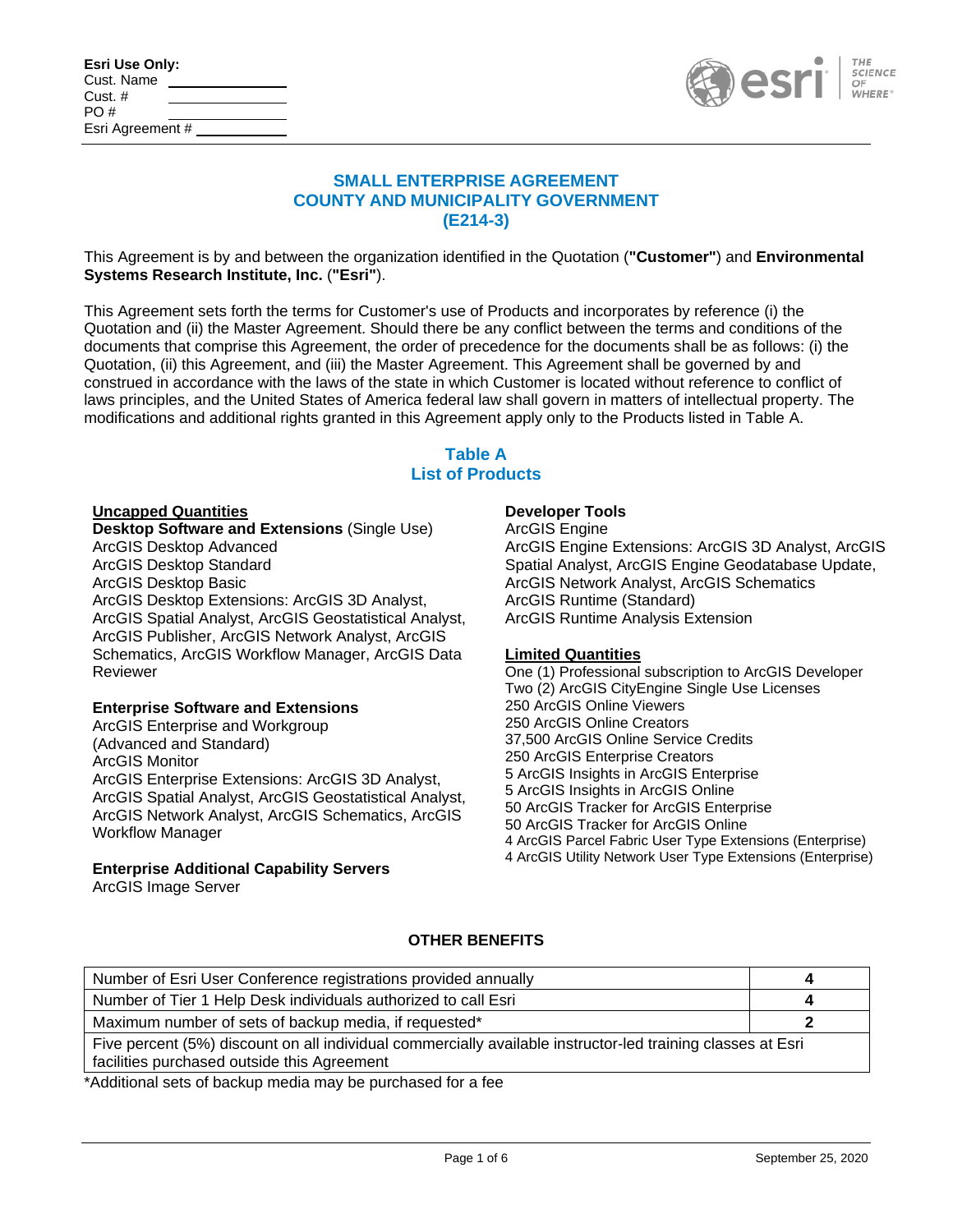**Esri Use Only:**
Cust. Name \_\_\_\_\_\_\_\_\_\_\_\_
Cust. # \_\_\_\_\_\_\_\_\_\_\_\_
PO # \_\_\_\_\_\_\_\_\_\_\_\_
Esri Agreement # \_\_\_\_\_\_\_\_\_\_\_\_

# SMALL ENTERPRISE AGREEMENT
# COUNTY AND MUNICIPALITY GOVERNMENT
# (E214-3)

This Agreement is by and between the organization identified in the Quotation (**"Customer"**) and **Environmental Systems Research Institute, Inc.** (**"Esri"**).

This Agreement sets forth the terms for Customer's use of Products and incorporates by reference (i) the Quotation and (ii) the Master Agreement. Should there be any conflict between the terms and conditions of the documents that comprise this Agreement, the order of precedence for the documents shall be as follows: (i) the Quotation, (ii) this Agreement, and (iii) the Master Agreement. This Agreement shall be governed by and construed in accordance with the laws of the state in which Customer is located without reference to conflict of laws principles, and the United States of America federal law shall govern in matters of intellectual property. The modifications and additional rights granted in this Agreement apply only to the Products listed in Table A.

## Table A
## List of Products

**Uncapped Quantities**

**Desktop Software and Extensions** (Single Use)
ArcGIS Desktop Advanced
ArcGIS Desktop Standard
ArcGIS Desktop Basic
ArcGIS Desktop Extensions: ArcGIS 3D Analyst, ArcGIS Spatial Analyst, ArcGIS Geostatistical Analyst, ArcGIS Publisher, ArcGIS Network Analyst, ArcGIS Schematics, ArcGIS Workflow Manager, ArcGIS Data Reviewer

**Enterprise Software and Extensions**
ArcGIS Enterprise and Workgroup (Advanced and Standard)
ArcGIS Monitor
ArcGIS Enterprise Extensions: ArcGIS 3D Analyst, ArcGIS Spatial Analyst, ArcGIS Geostatistical Analyst, ArcGIS Network Analyst, ArcGIS Schematics, ArcGIS Workflow Manager

**Enterprise Additional Capability Servers**
ArcGIS Image Server

**Developer Tools**
ArcGIS Engine
ArcGIS Engine Extensions: ArcGIS 3D Analyst, ArcGIS Spatial Analyst, ArcGIS Engine Geodatabase Update, ArcGIS Network Analyst, ArcGIS Schematics
ArcGIS Runtime (Standard)
ArcGIS Runtime Analysis Extension

**Limited Quantities**
One (1) Professional subscription to ArcGIS Developer
Two (2) ArcGIS CityEngine Single Use Licenses
250 ArcGIS Online Viewers
250 ArcGIS Online Creators
37,500 ArcGIS Online Service Credits
250 ArcGIS Enterprise Creators
5 ArcGIS Insights in ArcGIS Enterprise
5 ArcGIS Insights in ArcGIS Online
50 ArcGIS Tracker for ArcGIS Enterprise
50 ArcGIS Tracker for ArcGIS Online
4 ArcGIS Parcel Fabric User Type Extensions (Enterprise)
4 ArcGIS Utility Network User Type Extensions (Enterprise)

**OTHER BENEFITS**

| | |
|---|---|
| Number of Esri User Conference registrations provided annually | **4** |
| Number of Tier 1 Help Desk individuals authorized to call Esri | **4** |
| Maximum number of sets of backup media, if requested* | **2** |
| Five percent (5%) discount on all individual commercially available instructor-led training classes at Esri facilities purchased outside this Agreement | |

*Additional sets of backup media may be purchased for a fee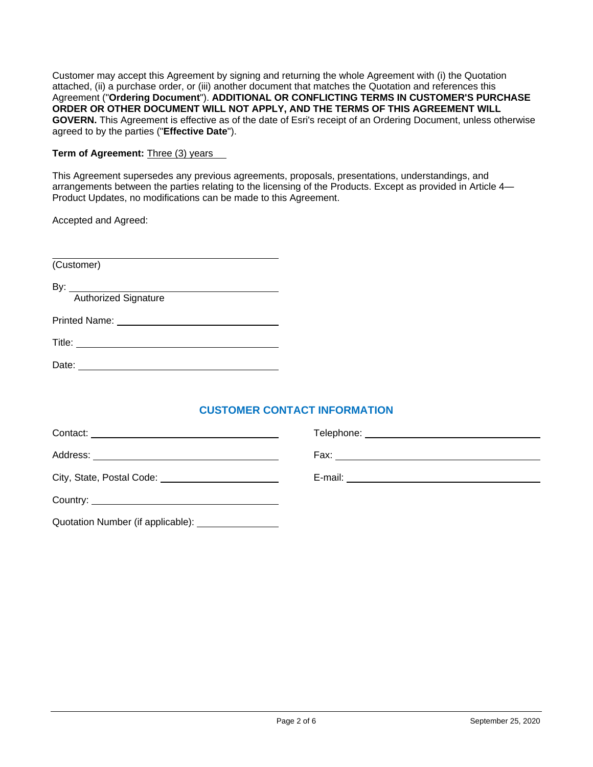Customer may accept this Agreement by signing and returning the whole Agreement with (i) the Quotation attached, (ii) a purchase order, or (iii) another document that matches the Quotation and references this Agreement ("**Ordering Document**"). **ADDITIONAL OR CONFLICTING TERMS IN CUSTOMER'S PURCHASE ORDER OR OTHER DOCUMENT WILL NOT APPLY, AND THE TERMS OF THIS AGREEMENT WILL GOVERN.** This Agreement is effective as of the date of Esri's receipt of an Ordering Document, unless otherwise agreed to by the parties ("**Effective Date**").

**Term of Agreement:** Three (3) years

This Agreement supersedes any previous agreements, proposals, presentations, understandings, and arrangements between the parties relating to the licensing of the Products. Except as provided in Article 4—Product Updates, no modifications can be made to this Agreement.

Accepted and Agreed:

______________________________________
(Customer)

By: ___________________________________
Authorized Signature

Printed Name: __________________________

Title: _________________________________

Date: _________________________________

## CUSTOMER CONTACT INFORMATION

Contact: _______________________________

Address: _______________________________

City, State, Postal Code: __________________

Country: _______________________________

Quotation Number (if applicable): ___________

Telephone: _____________________________

Fax: __________________________________

E-mail: ________________________________

September 25, 2020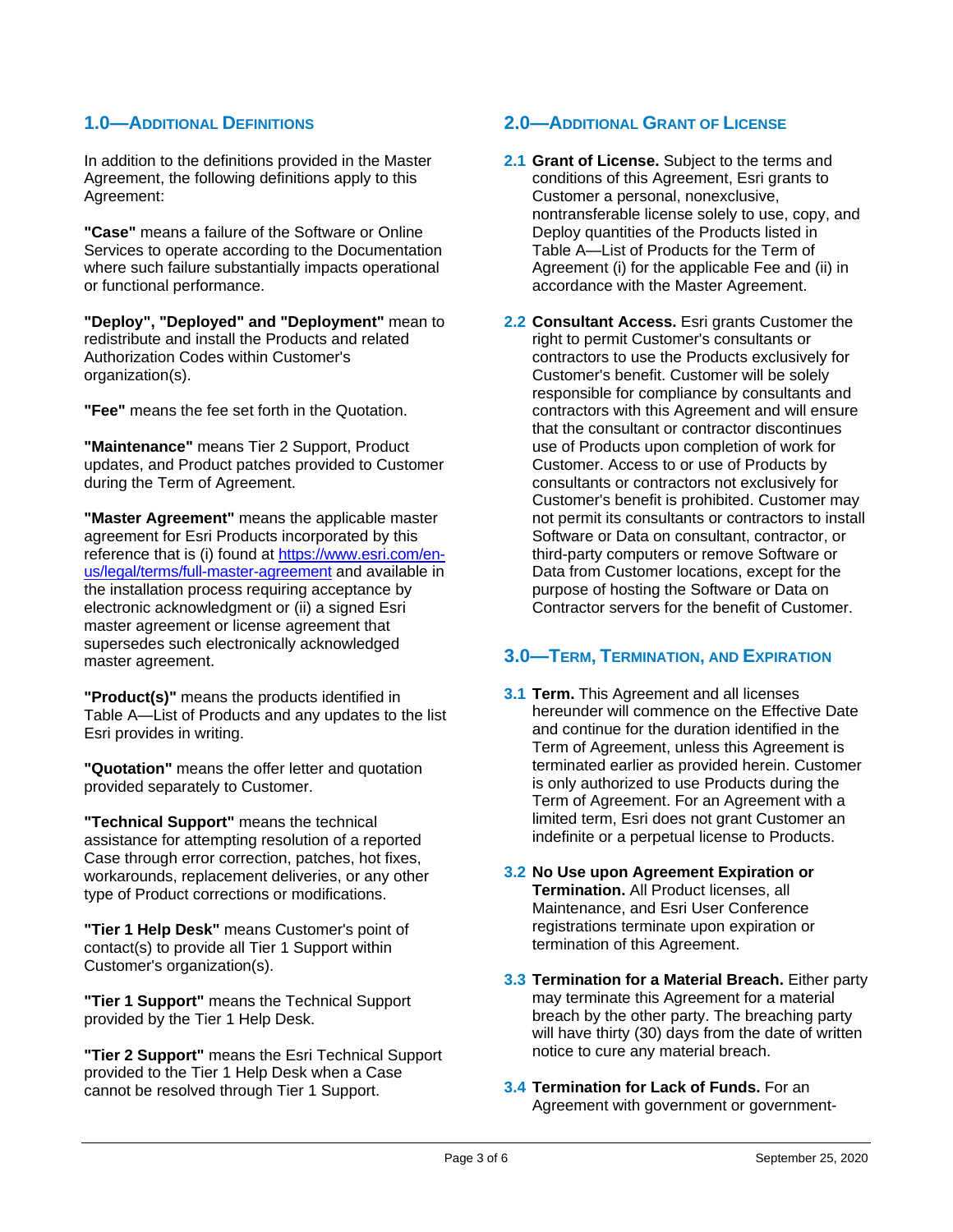## 1.0—ADDITIONAL DEFINITIONS

In addition to the definitions provided in the Master Agreement, the following definitions apply to this Agreement:

**"Case"** means a failure of the Software or Online Services to operate according to the Documentation where such failure substantially impacts operational or functional performance.

**"Deploy", "Deployed" and "Deployment"** mean to redistribute and install the Products and related Authorization Codes within Customer's organization(s).

**"Fee"** means the fee set forth in the Quotation.

**"Maintenance"** means Tier 2 Support, Product updates, and Product patches provided to Customer during the Term of Agreement.

**"Master Agreement"** means the applicable master agreement for Esri Products incorporated by this reference that is (i) found at [https://www.esri.com/en-us/legal/terms/full-master-agreement](https://www.esri.com/en-us/legal/terms/full-master-agreement) and available in the installation process requiring acceptance by electronic acknowledgment or (ii) a signed Esri master agreement or license agreement that supersedes such electronically acknowledged master agreement.

**"Product(s)"** means the products identified in Table A—List of Products and any updates to the list Esri provides in writing.

**"Quotation"** means the offer letter and quotation provided separately to Customer.

**"Technical Support"** means the technical assistance for attempting resolution of a reported Case through error correction, patches, hot fixes, workarounds, replacement deliveries, or any other type of Product corrections or modifications.

**"Tier 1 Help Desk"** means Customer's point of contact(s) to provide all Tier 1 Support within Customer's organization(s).

**"Tier 1 Support"** means the Technical Support provided by the Tier 1 Help Desk.

**"Tier 2 Support"** means the Esri Technical Support provided to the Tier 1 Help Desk when a Case cannot be resolved through Tier 1 Support.

## 2.0—ADDITIONAL GRANT OF LICENSE

**2.1 Grant of License.** Subject to the terms and conditions of this Agreement, Esri grants to Customer a personal, nonexclusive, nontransferable license solely to use, copy, and Deploy quantities of the Products listed in Table A—List of Products for the Term of Agreement (i) for the applicable Fee and (ii) in accordance with the Master Agreement.

**2.2 Consultant Access.** Esri grants Customer the right to permit Customer's consultants or contractors to use the Products exclusively for Customer's benefit. Customer will be solely responsible for compliance by consultants and contractors with this Agreement and will ensure that the consultant or contractor discontinues use of Products upon completion of work for Customer. Access to or use of Products by consultants or contractors not exclusively for Customer's benefit is prohibited. Customer may not permit its consultants or contractors to install Software or Data on consultant, contractor, or third-party computers or remove Software or Data from Customer locations, except for the purpose of hosting the Software or Data on Contractor servers for the benefit of Customer.

## 3.0—TERM, TERMINATION, AND EXPIRATION

**3.1 Term.** This Agreement and all licenses hereunder will commence on the Effective Date and continue for the duration identified in the Term of Agreement, unless this Agreement is terminated earlier as provided herein. Customer is only authorized to use Products during the Term of Agreement. For an Agreement with a limited term, Esri does not grant Customer an indefinite or a perpetual license to Products.

**3.2 No Use upon Agreement Expiration or Termination.** All Product licenses, all Maintenance, and Esri User Conference registrations terminate upon expiration or termination of this Agreement.

**3.3 Termination for a Material Breach.** Either party may terminate this Agreement for a material breach by the other party. The breaching party will have thirty (30) days from the date of written notice to cure any material breach.

**3.4 Termination for Lack of Funds.** For an Agreement with government or government-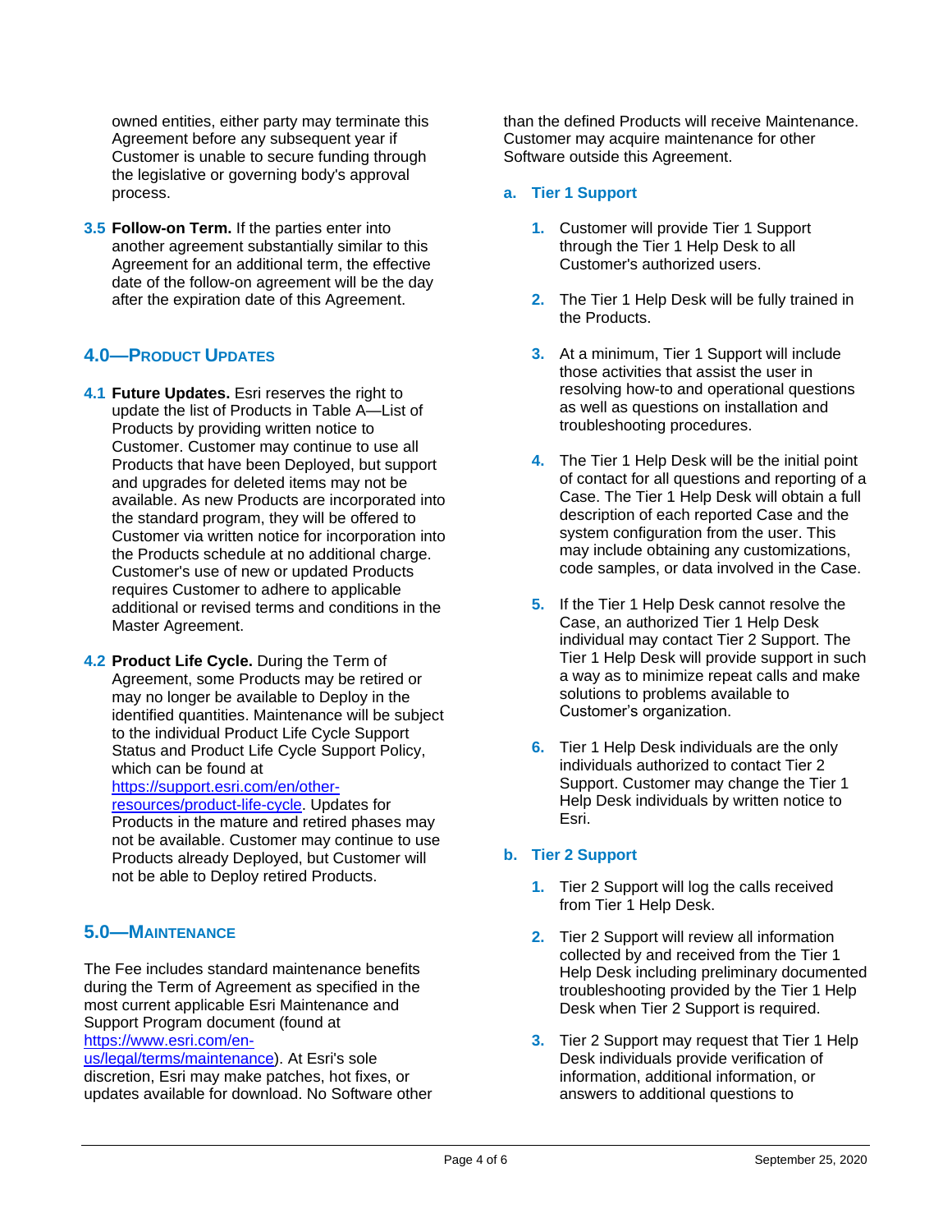owned entities, either party may terminate this Agreement before any subsequent year if Customer is unable to secure funding through the legislative or governing body's approval process.

**3.5 Follow-on Term.** If the parties enter into another agreement substantially similar to this Agreement for an additional term, the effective date of the follow-on agreement will be the day after the expiration date of this Agreement.

## 4.0—PRODUCT UPDATES

**4.1 Future Updates.** Esri reserves the right to update the list of Products in Table A—List of Products by providing written notice to Customer. Customer may continue to use all Products that have been Deployed, but support and upgrades for deleted items may not be available. As new Products are incorporated into the standard program, they will be offered to Customer via written notice for incorporation into the Products schedule at no additional charge. Customer's use of new or updated Products requires Customer to adhere to applicable additional or revised terms and conditions in the Master Agreement.

**4.2 Product Life Cycle.** During the Term of Agreement, some Products may be retired or may no longer be available to Deploy in the identified quantities. Maintenance will be subject to the individual Product Life Cycle Support Status and Product Life Cycle Support Policy, which can be found at https://support.esri.com/en/other-resources/product-life-cycle. Updates for Products in the mature and retired phases may not be available. Customer may continue to use Products already Deployed, but Customer will not be able to Deploy retired Products.

## 5.0—MAINTENANCE

The Fee includes standard maintenance benefits during the Term of Agreement as specified in the most current applicable Esri Maintenance and Support Program document (found at https://www.esri.com/en-us/legal/terms/maintenance). At Esri's sole discretion, Esri may make patches, hot fixes, or updates available for download. No Software other than the defined Products will receive Maintenance. Customer may acquire maintenance for other Software outside this Agreement.

### a. Tier 1 Support

1. Customer will provide Tier 1 Support through the Tier 1 Help Desk to all Customer's authorized users.

2. The Tier 1 Help Desk will be fully trained in the Products.

3. At a minimum, Tier 1 Support will include those activities that assist the user in resolving how-to and operational questions as well as questions on installation and troubleshooting procedures.

4. The Tier 1 Help Desk will be the initial point of contact for all questions and reporting of a Case. The Tier 1 Help Desk will obtain a full description of each reported Case and the system configuration from the user. This may include obtaining any customizations, code samples, or data involved in the Case.

5. If the Tier 1 Help Desk cannot resolve the Case, an authorized Tier 1 Help Desk individual may contact Tier 2 Support. The Tier 1 Help Desk will provide support in such a way as to minimize repeat calls and make solutions to problems available to Customer's organization.

6. Tier 1 Help Desk individuals are the only individuals authorized to contact Tier 2 Support. Customer may change the Tier 1 Help Desk individuals by written notice to Esri.

### b. Tier 2 Support

1. Tier 2 Support will log the calls received from Tier 1 Help Desk.

2. Tier 2 Support will review all information collected by and received from the Tier 1 Help Desk including preliminary documented troubleshooting provided by the Tier 1 Help Desk when Tier 2 Support is required.

3. Tier 2 Support may request that Tier 1 Help Desk individuals provide verification of information, additional information, or answers to additional questions to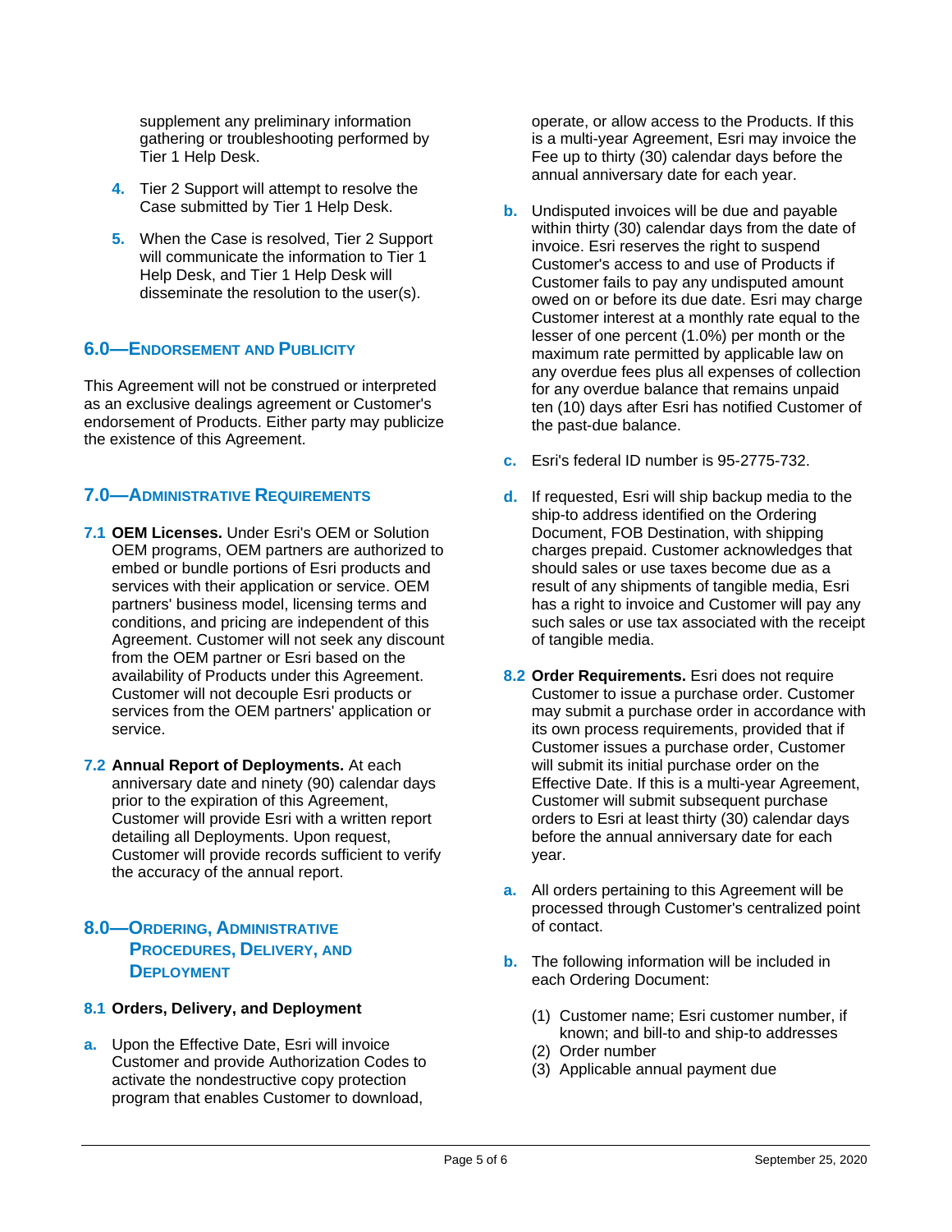supplement any preliminary information gathering or troubleshooting performed by Tier 1 Help Desk.

4. Tier 2 Support will attempt to resolve the Case submitted by Tier 1 Help Desk.

5. When the Case is resolved, Tier 2 Support will communicate the information to Tier 1 Help Desk, and Tier 1 Help Desk will disseminate the resolution to the user(s).

## 6.0—Endorsement and Publicity

This Agreement will not be construed or interpreted as an exclusive dealings agreement or Customer's endorsement of Products. Either party may publicize the existence of this Agreement.

## 7.0—Administrative Requirements

**7.1 OEM Licenses.** Under Esri's OEM or Solution OEM programs, OEM partners are authorized to embed or bundle portions of Esri products and services with their application or service. OEM partners' business model, licensing terms and conditions, and pricing are independent of this Agreement. Customer will not seek any discount from the OEM partner or Esri based on the availability of Products under this Agreement. Customer will not decouple Esri products or services from the OEM partners' application or service.

**7.2 Annual Report of Deployments.** At each anniversary date and ninety (90) calendar days prior to the expiration of this Agreement, Customer will provide Esri with a written report detailing all Deployments. Upon request, Customer will provide records sufficient to verify the accuracy of the annual report.

## 8.0—Ordering, Administrative Procedures, Delivery, and Deployment

**8.1 Orders, Delivery, and Deployment**

a. Upon the Effective Date, Esri will invoice Customer and provide Authorization Codes to activate the nondestructive copy protection program that enables Customer to download, operate, or allow access to the Products. If this is a multi-year Agreement, Esri may invoice the Fee up to thirty (30) calendar days before the annual anniversary date for each year.

b. Undisputed invoices will be due and payable within thirty (30) calendar days from the date of invoice. Esri reserves the right to suspend Customer's access to and use of Products if Customer fails to pay any undisputed amount owed on or before its due date. Esri may charge Customer interest at a monthly rate equal to the lesser of one percent (1.0%) per month or the maximum rate permitted by applicable law on any overdue fees plus all expenses of collection for any overdue balance that remains unpaid ten (10) days after Esri has notified Customer of the past-due balance.

c. Esri's federal ID number is 95-2775-732.

d. If requested, Esri will ship backup media to the ship-to address identified on the Ordering Document, FOB Destination, with shipping charges prepaid. Customer acknowledges that should sales or use taxes become due as a result of any shipments of tangible media, Esri has a right to invoice and Customer will pay any such sales or use tax associated with the receipt of tangible media.

**8.2 Order Requirements.** Esri does not require Customer to issue a purchase order. Customer may submit a purchase order in accordance with its own process requirements, provided that if Customer issues a purchase order, Customer will submit its initial purchase order on the Effective Date. If this is a multi-year Agreement, Customer will submit subsequent purchase orders to Esri at least thirty (30) calendar days before the annual anniversary date for each year.

a. All orders pertaining to this Agreement will be processed through Customer's centralized point of contact.

b. The following information will be included in each Ordering Document:

   (1) Customer name; Esri customer number, if known; and bill-to and ship-to addresses
   (2) Order number
   (3) Applicable annual payment due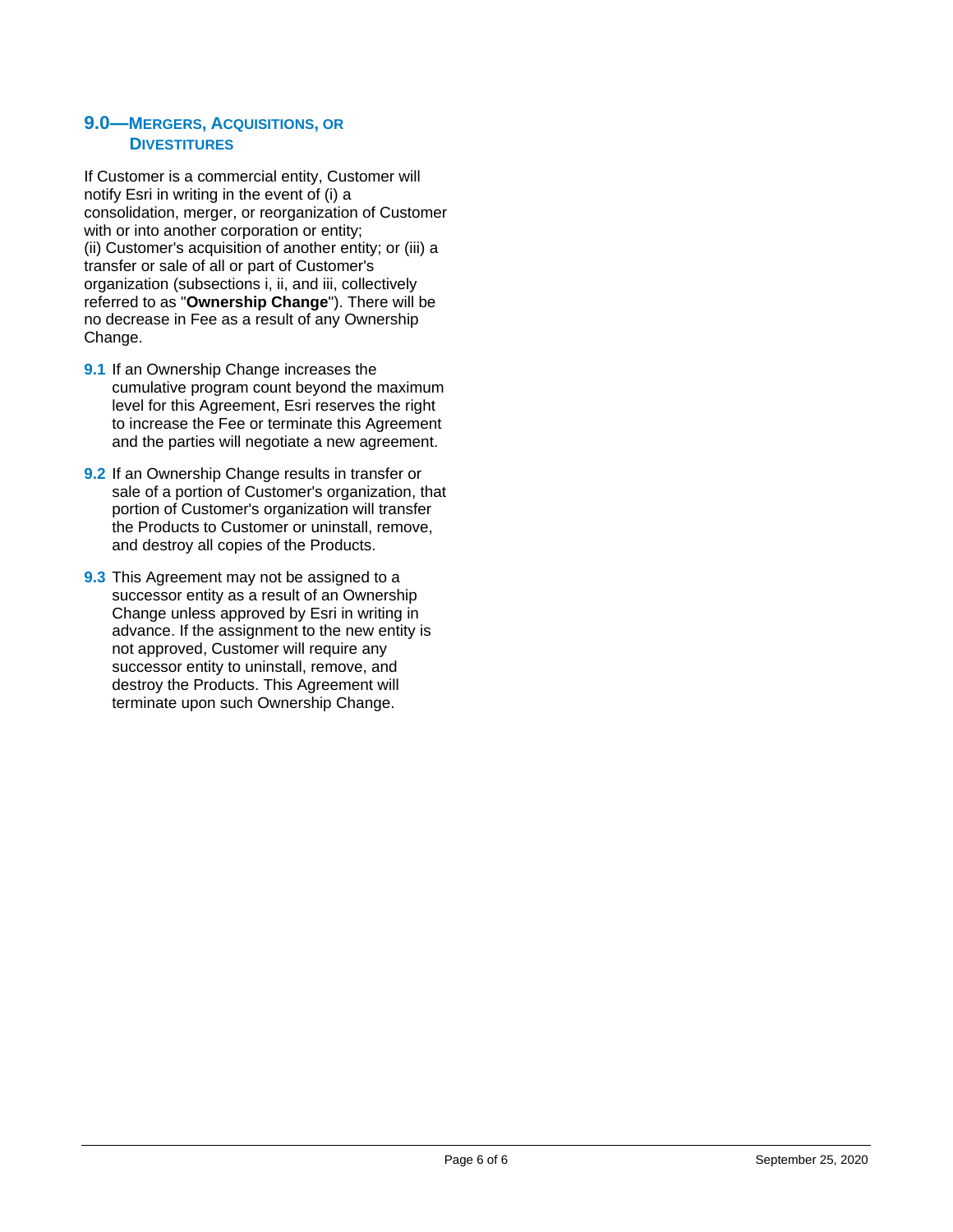## 9.0—Mergers, Acquisitions, or Divestitures

If Customer is a commercial entity, Customer will notify Esri in writing in the event of (i) a consolidation, merger, or reorganization of Customer with or into another corporation or entity; (ii) Customer's acquisition of another entity; or (iii) a transfer or sale of all or part of Customer's organization (subsections i, ii, and iii, collectively referred to as "**Ownership Change**"). There will be no decrease in Fee as a result of any Ownership Change.

**9.1** If an Ownership Change increases the cumulative program count beyond the maximum level for this Agreement, Esri reserves the right to increase the Fee or terminate this Agreement and the parties will negotiate a new agreement.

**9.2** If an Ownership Change results in transfer or sale of a portion of Customer's organization, that portion of Customer's organization will transfer the Products to Customer or uninstall, remove, and destroy all copies of the Products.

**9.3** This Agreement may not be assigned to a successor entity as a result of an Ownership Change unless approved by Esri in writing in advance. If the assignment to the new entity is not approved, Customer will require any successor entity to uninstall, remove, and destroy the Products. This Agreement will terminate upon such Ownership Change.